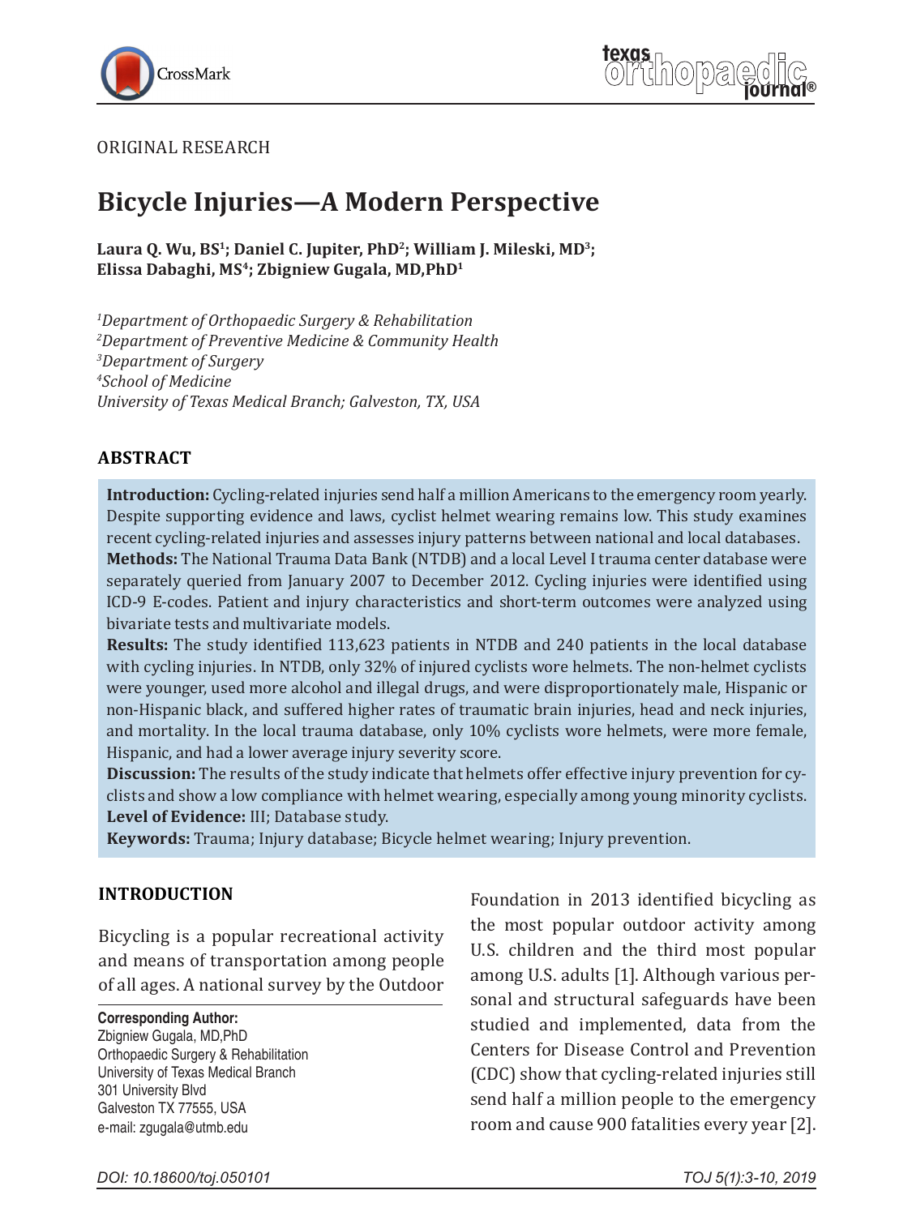ORIGINAL RESEARCH

# Bicycle Injuries—A Modern Perspective

**Laura Q. Wu, BS[1]; Daniel C. Jupiter, PhD[2]; William J. Mileski, MD[3]; Elissa Dabaghi, MS[4]; Zbigniew Gugala, MD,PhD[1]**

*[1]Department of Orthopaedic Surgery & Rehabilitation*
*[2]Department of Preventive Medicine & Community Health*
*[3]Department of Surgery*
*[4]School of Medicine*
*University of Texas Medical Branch; Galveston, TX, USA*

## ABSTRACT

**Introduction:** Cycling-related injuries send half a million Americans to the emergency room yearly. Despite supporting evidence and laws, cyclist helmet wearing remains low. This study examines recent cycling-related injuries and assesses injury patterns between national and local databases.

**Methods:** The National Trauma Data Bank (NTDB) and a local Level I trauma center database were separately queried from January 2007 to December 2012. Cycling injuries were identified using ICD-9 E-codes. Patient and injury characteristics and short-term outcomes were analyzed using bivariate tests and multivariate models.

**Results:** The study identified 113,623 patients in NTDB and 240 patients in the local database with cycling injuries. In NTDB, only 32% of injured cyclists wore helmets. The non-helmet cyclists were younger, used more alcohol and illegal drugs, and were disproportionately male, Hispanic or non-Hispanic black, and suffered higher rates of traumatic brain injuries, head and neck injuries, and mortality. In the local trauma database, only 10% cyclists wore helmets, were more female, Hispanic, and had a lower average injury severity score.

**Discussion:** The results of the study indicate that helmets offer effective injury prevention for cyclists and show a low compliance with helmet wearing, especially among young minority cyclists.

**Level of Evidence:** III; Database study.

**Keywords:** Trauma; Injury database; Bicycle helmet wearing; Injury prevention.

## INTRODUCTION

Bicycling is a popular recreational activity and means of transportation among people of all ages. A national survey by the Outdoor Foundation in 2013 identified bicycling as the most popular outdoor activity among U.S. children and the third most popular among U.S. adults [1]. Although various personal and structural safeguards have been studied and implemented, data from the Centers for Disease Control and Prevention (CDC) show that cycling-related injuries still send half a million people to the emergency room and cause 900 fatalities every year [2].

**Corresponding Author:**
Zbigniew Gugala, MD,PhD
Orthopaedic Surgery & Rehabilitation
University of Texas Medical Branch
301 University Blvd
Galveston TX 77555, USA
e-mail: zgugala@utmb.edu

DOI: 10.18600/toj.050101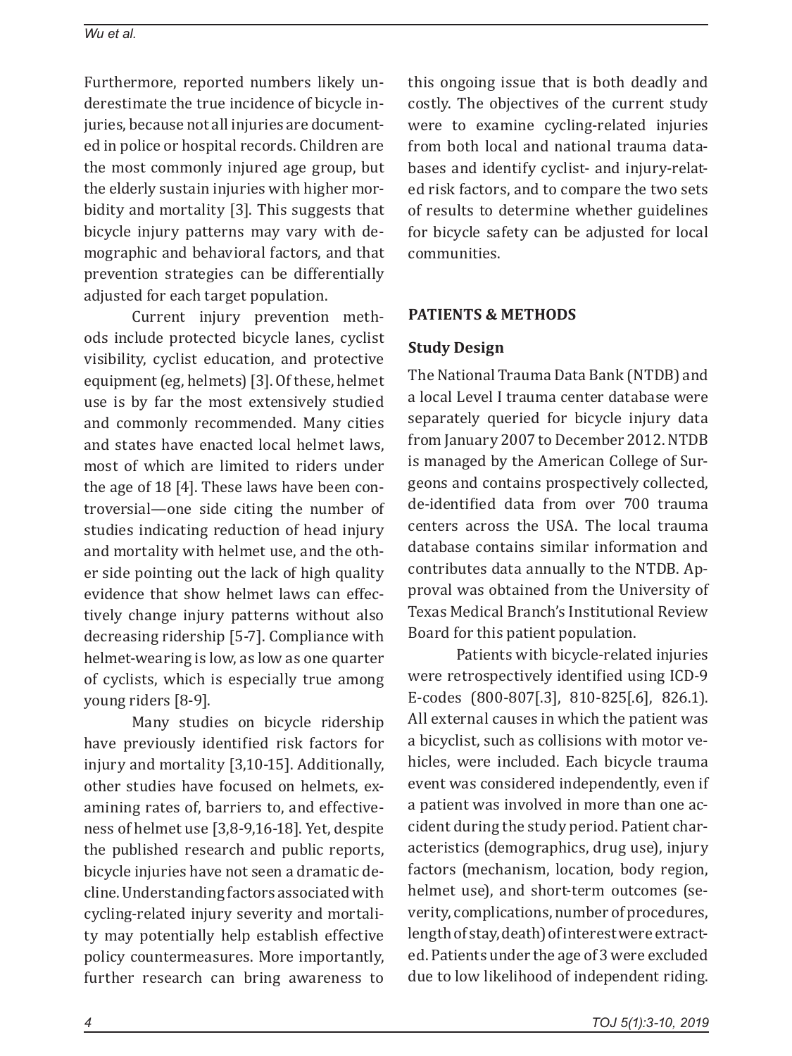Furthermore, reported numbers likely underestimate the true incidence of bicycle injuries, because not all injuries are documented in police or hospital records. Children are the most commonly injured age group, but the elderly sustain injuries with higher morbidity and mortality [3]. This suggests that bicycle injury patterns may vary with demographic and behavioral factors, and that prevention strategies can be differentially adjusted for each target population.

Current injury prevention methods include protected bicycle lanes, cyclist visibility, cyclist education, and protective equipment (eg, helmets) [3]. Of these, helmet use is by far the most extensively studied and commonly recommended. Many cities and states have enacted local helmet laws, most of which are limited to riders under the age of 18 [4]. These laws have been controversial—one side citing the number of studies indicating reduction of head injury and mortality with helmet use, and the other side pointing out the lack of high quality evidence that show helmet laws can effectively change injury patterns without also decreasing ridership [5-7]. Compliance with helmet-wearing is low, as low as one quarter of cyclists, which is especially true among young riders [8-9].

Many studies on bicycle ridership have previously identified risk factors for injury and mortality [3,10-15]. Additionally, other studies have focused on helmets, examining rates of, barriers to, and effectiveness of helmet use [3,8-9,16-18]. Yet, despite the published research and public reports, bicycle injuries have not seen a dramatic decline. Understanding factors associated with cycling-related injury severity and mortality may potentially help establish effective policy countermeasures. More importantly, further research can bring awareness to this ongoing issue that is both deadly and costly. The objectives of the current study were to examine cycling-related injuries from both local and national trauma databases and identify cyclist- and injury-related risk factors, and to compare the two sets of results to determine whether guidelines for bicycle safety can be adjusted for local communities.

## PATIENTS & METHODS

### Study Design

The National Trauma Data Bank (NTDB) and a local Level I trauma center database were separately queried for bicycle injury data from January 2007 to December 2012. NTDB is managed by the American College of Surgeons and contains prospectively collected, de-identified data from over 700 trauma centers across the USA. The local trauma database contains similar information and contributes data annually to the NTDB. Approval was obtained from the University of Texas Medical Branch's Institutional Review Board for this patient population.

Patients with bicycle-related injuries were retrospectively identified using ICD-9 E-codes (800-807[.3], 810-825[.6], 826.1). All external causes in which the patient was a bicyclist, such as collisions with motor vehicles, were included. Each bicycle trauma event was considered independently, even if a patient was involved in more than one accident during the study period. Patient characteristics (demographics, drug use), injury factors (mechanism, location, body region, helmet use), and short-term outcomes (severity, complications, number of procedures, length of stay, death) of interest were extracted. Patients under the age of 3 were excluded due to low likelihood of independent riding.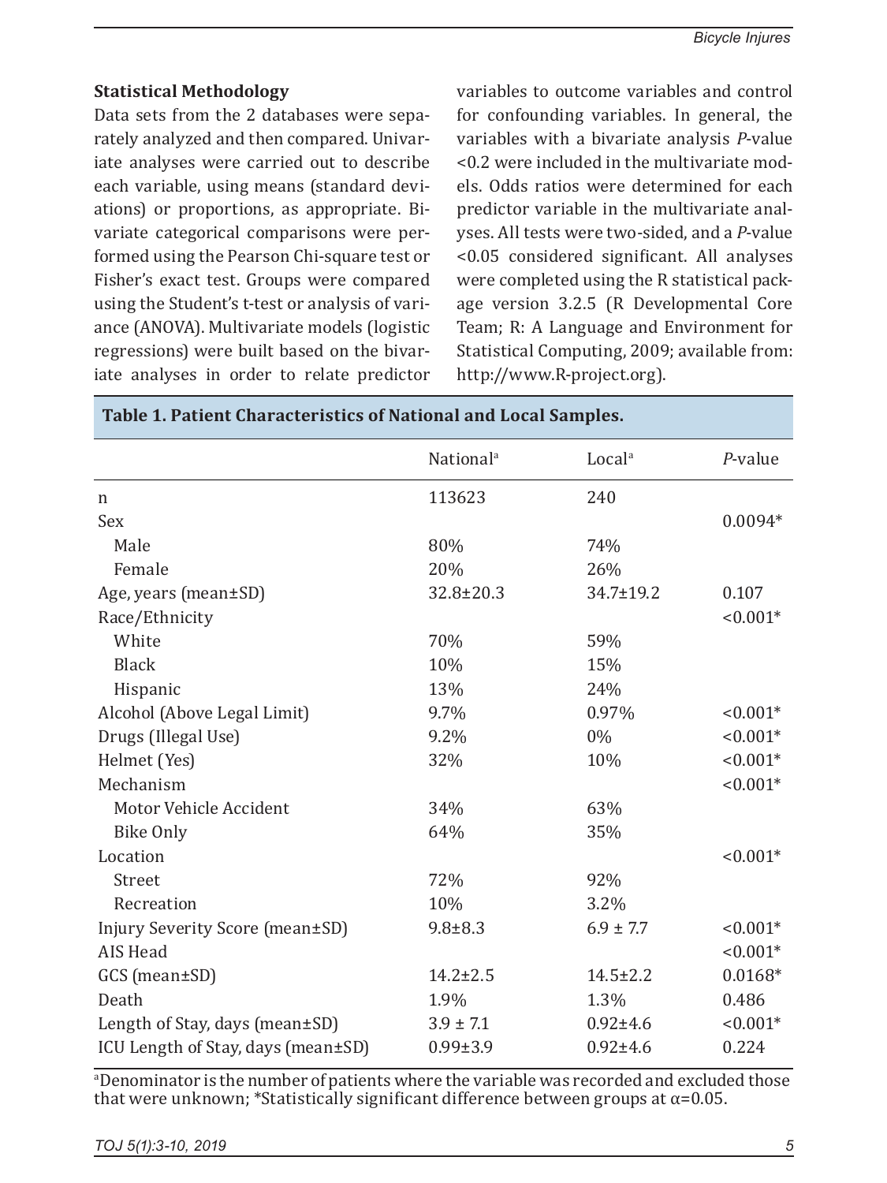### Statistical Methodology

Data sets from the 2 databases were separately analyzed and then compared. Univariate analyses were carried out to describe each variable, using means (standard deviations) or proportions, as appropriate. Bivariate categorical comparisons were performed using the Pearson Chi-square test or Fisher's exact test. Groups were compared using the Student's t-test or analysis of variance (ANOVA). Multivariate models (logistic regressions) were built based on the bivariate analyses in order to relate predictor variables to outcome variables and control for confounding variables. In general, the variables with a bivariate analysis *P*-value <0.2 were included in the multivariate models. Odds ratios were determined for each predictor variable in the multivariate analyses. All tests were two-sided, and a *P*-value <0.05 considered significant. All analyses were completed using the R statistical package version 3.2.5 (R Developmental Core Team; R: A Language and Environment for Statistical Computing, 2009; available from: http://www.R-project.org).

**Table 1. Patient Characteristics of National and Local Samples.**

| | National[a] | Local[a] | *P*-value |
|---|---|---|---|
| n | 113623 | 240 | |
| Sex | | | 0.0094* |
| Male | 80% | 74% | |
| Female | 20% | 26% | |
| Age, years (mean±SD) | 32.8±20.3 | 34.7±19.2 | 0.107 |
| Race/Ethnicity | | | <0.001* |
| White | 70% | 59% | |
| Black | 10% | 15% | |
| Hispanic | 13% | 24% | |
| Alcohol (Above Legal Limit) | 9.7% | 0.97% | <0.001* |
| Drugs (Illegal Use) | 9.2% | 0% | <0.001* |
| Helmet (Yes) | 32% | 10% | <0.001* |
| Mechanism | | | <0.001* |
| Motor Vehicle Accident | 34% | 63% | |
| Bike Only | 64% | 35% | |
| Location | | | <0.001* |
| Street | 72% | 92% | |
| Recreation | 10% | 3.2% | |
| Injury Severity Score (mean±SD) | 9.8±8.3 | 6.9 ± 7.7 | <0.001* |
| AIS Head | | | <0.001* |
| GCS (mean±SD) | 14.2±2.5 | 14.5±2.2 | 0.0168* |
| Death | 1.9% | 1.3% | 0.486 |
| Length of Stay, days (mean±SD) | 3.9 ± 7.1 | 0.92±4.6 | <0.001* |
| ICU Length of Stay, days (mean±SD) | 0.99±3.9 | 0.92±4.6 | 0.224 |

[a]Denominator is the number of patients where the variable was recorded and excluded those that were unknown; *Statistically significant difference between groups at $\alpha$=0.05.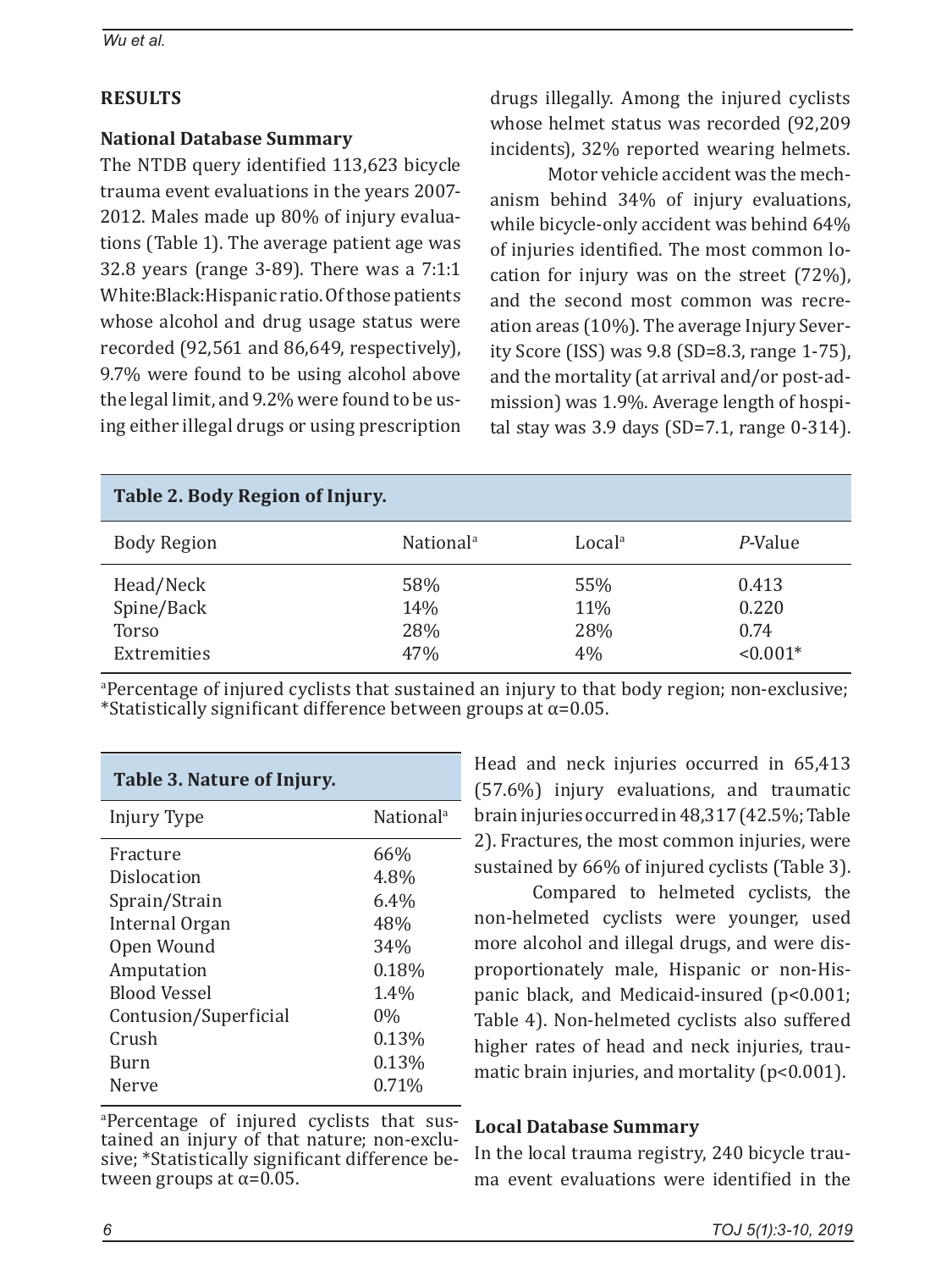## RESULTS

### National Database Summary

The NTDB query identified 113,623 bicycle trauma event evaluations in the years 2007-2012. Males made up 80% of injury evaluations (Table 1). The average patient age was 32.8 years (range 3-89). There was a 7:1:1 White:Black:Hispanic ratio. Of those patients whose alcohol and drug usage status were recorded (92,561 and 86,649, respectively), 9.7% were found to be using alcohol above the legal limit, and 9.2% were found to be using either illegal drugs or using prescription drugs illegally. Among the injured cyclists whose helmet status was recorded (92,209 incidents), 32% reported wearing helmets.

Motor vehicle accident was the mechanism behind 34% of injury evaluations, while bicycle-only accident was behind 64% of injuries identified. The most common location for injury was on the street (72%), and the second most common was recreation areas (10%). The average Injury Severity Score (ISS) was 9.8 (SD=8.3, range 1-75), and the mortality (at arrival and/or post-admission) was 1.9%. Average length of hospital stay was 3.9 days (SD=7.1, range 0-314).

**Table 2. Body Region of Injury.**

| Body Region | National[a] | Local[a] | *P*-Value |
|---|---|---|---|
| Head/Neck | 58% | 55% | 0.413 |
| Spine/Back | 14% | 11% | 0.220 |
| Torso | 28% | 28% | 0.74 |
| Extremities | 47% | 4% | <0.001* |

[a]Percentage of injured cyclists that sustained an injury to that body region; non-exclusive; *Statistically significant difference between groups at α=0.05.

**Table 3. Nature of Injury.**

| Injury Type | National[a] |
|---|---|
| Fracture | 66% |
| Dislocation | 4.8% |
| Sprain/Strain | 6.4% |
| Internal Organ | 48% |
| Open Wound | 34% |
| Amputation | 0.18% |
| Blood Vessel | 1.4% |
| Contusion/Superficial | 0% |
| Crush | 0.13% |
| Burn | 0.13% |
| Nerve | 0.71% |

[a]Percentage of injured cyclists that sustained an injury of that nature; non-exclusive; *Statistically significant difference between groups at α=0.05.

Head and neck injuries occurred in 65,413 (57.6%) injury evaluations, and traumatic brain injuries occurred in 48,317 (42.5%; Table 2). Fractures, the most common injuries, were sustained by 66% of injured cyclists (Table 3).

Compared to helmeted cyclists, the non-helmeted cyclists were younger, used more alcohol and illegal drugs, and were disproportionately male, Hispanic or non-Hispanic black, and Medicaid-insured (p<0.001; Table 4). Non-helmeted cyclists also suffered higher rates of head and neck injuries, traumatic brain injuries, and mortality (p<0.001).

### Local Database Summary

In the local trauma registry, 240 bicycle trauma event evaluations were identified in the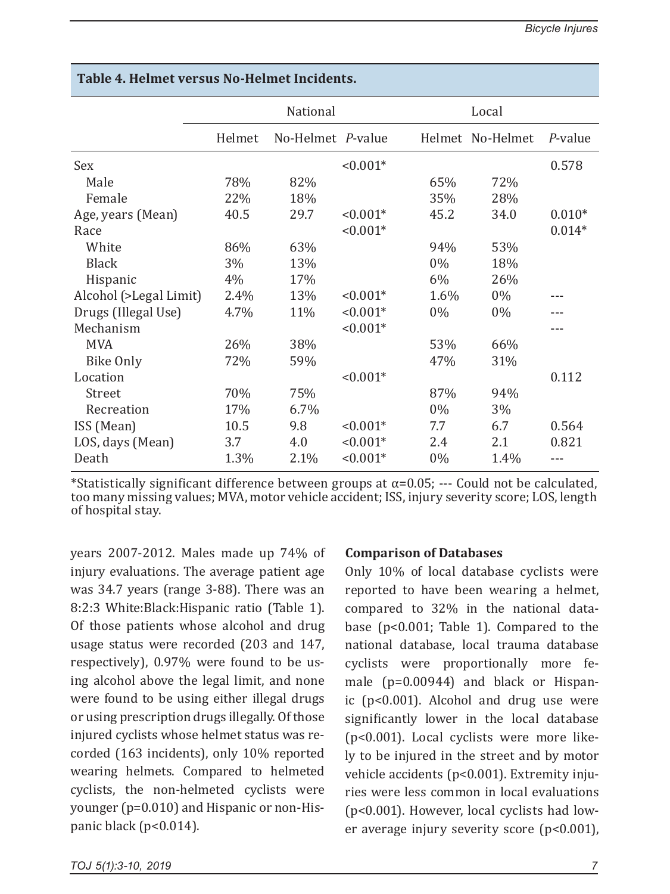**Table 4. Helmet versus No-Helmet Incidents.**

| | National | | | Local | | |
|---|---|---|---|---|---|---|
| | Helmet | No-Helmet | *P*-value | Helmet | No-Helmet | *P*-value |
| Sex | | | <0.001* | | | 0.578 |
| Male | 78% | 82% | | 65% | 72% | |
| Female | 22% | 18% | | 35% | 28% | |
| Age, years (Mean) | 40.5 | 29.7 | <0.001* | 45.2 | 34.0 | 0.010* |
| Race | | | <0.001* | | | 0.014* |
| White | 86% | 63% | | 94% | 53% | |
| Black | 3% | 13% | | 0% | 18% | |
| Hispanic | 4% | 17% | | 6% | 26% | |
| Alcohol (>Legal Limit) | 2.4% | 13% | <0.001* | 1.6% | 0% | --- |
| Drugs (Illegal Use) | 4.7% | 11% | <0.001* | 0% | 0% | --- |
| Mechanism | | | <0.001* | | | --- |
| MVA | 26% | 38% | | 53% | 66% | |
| Bike Only | 72% | 59% | | 47% | 31% | |
| Location | | | <0.001* | | | 0.112 |
| Street | 70% | 75% | | 87% | 94% | |
| Recreation | 17% | 6.7% | | 0% | 3% | |
| ISS (Mean) | 10.5 | 9.8 | <0.001* | 7.7 | 6.7 | 0.564 |
| LOS, days (Mean) | 3.7 | 4.0 | <0.001* | 2.4 | 2.1 | 0.821 |
| Death | 1.3% | 2.1% | <0.001* | 0% | 1.4% | --- |

*Statistically significant difference between groups at α=0.05; --- Could not be calculated, too many missing values; MVA, motor vehicle accident; ISS, injury severity score; LOS, length of hospital stay.

years 2007-2012. Males made up 74% of injury evaluations. The average patient age was 34.7 years (range 3-88). There was an 8:2:3 White:Black:Hispanic ratio (Table 1). Of those patients whose alcohol and drug usage status were recorded (203 and 147, respectively), 0.97% were found to be using alcohol above the legal limit, and none were found to be using either illegal drugs or using prescription drugs illegally. Of those injured cyclists whose helmet status was recorded (163 incidents), only 10% reported wearing helmets. Compared to helmeted cyclists, the non-helmeted cyclists were younger (p=0.010) and Hispanic or non-Hispanic black (p<0.014).

**Comparison of Databases**

Only 10% of local database cyclists were reported to have been wearing a helmet, compared to 32% in the national database (p<0.001; Table 1). Compared to the national database, local trauma database cyclists were proportionally more female (p=0.00944) and black or Hispanic (p<0.001). Alcohol and drug use were significantly lower in the local database (p<0.001). Local cyclists were more likely to be injured in the street and by motor vehicle accidents (p<0.001). Extremity injuries were less common in local evaluations (p<0.001). However, local cyclists had lower average injury severity score (p<0.001),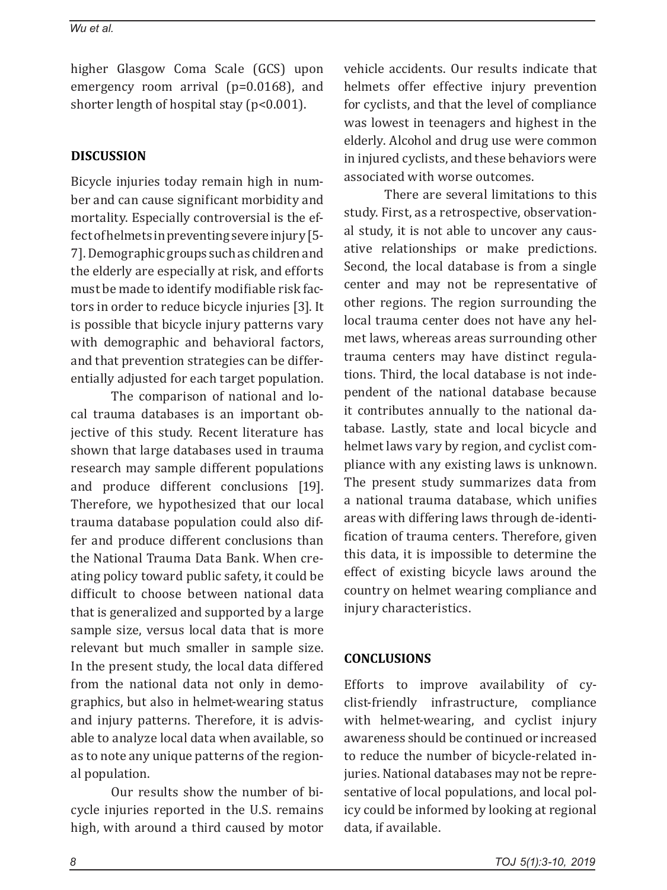higher Glasgow Coma Scale (GCS) upon emergency room arrival ($p=0.0168$), and shorter length of hospital stay ($p<0.001$).

## DISCUSSION

Bicycle injuries today remain high in number and can cause significant morbidity and mortality. Especially controversial is the effect of helmets in preventing severe injury [5-7]. Demographic groups such as children and the elderly are especially at risk, and efforts must be made to identify modifiable risk factors in order to reduce bicycle injuries [3]. It is possible that bicycle injury patterns vary with demographic and behavioral factors, and that prevention strategies can be differentially adjusted for each target population.

The comparison of national and local trauma databases is an important objective of this study. Recent literature has shown that large databases used in trauma research may sample different populations and produce different conclusions [19]. Therefore, we hypothesized that our local trauma database population could also differ and produce different conclusions than the National Trauma Data Bank. When creating policy toward public safety, it could be difficult to choose between national data that is generalized and supported by a large sample size, versus local data that is more relevant but much smaller in sample size. In the present study, the local data differed from the national data not only in demographics, but also in helmet-wearing status and injury patterns. Therefore, it is advisable to analyze local data when available, so as to note any unique patterns of the regional population.

Our results show the number of bicycle injuries reported in the U.S. remains high, with around a third caused by motor vehicle accidents. Our results indicate that helmets offer effective injury prevention for cyclists, and that the level of compliance was lowest in teenagers and highest in the elderly. Alcohol and drug use were common in injured cyclists, and these behaviors were associated with worse outcomes.

There are several limitations to this study. First, as a retrospective, observational study, it is not able to uncover any causative relationships or make predictions. Second, the local database is from a single center and may not be representative of other regions. The region surrounding the local trauma center does not have any helmet laws, whereas areas surrounding other trauma centers may have distinct regulations. Third, the local database is not independent of the national database because it contributes annually to the national database. Lastly, state and local bicycle and helmet laws vary by region, and cyclist compliance with any existing laws is unknown. The present study summarizes data from a national trauma database, which unifies areas with differing laws through de-identification of trauma centers. Therefore, given this data, it is impossible to determine the effect of existing bicycle laws around the country on helmet wearing compliance and injury characteristics.

## CONCLUSIONS

Efforts to improve availability of cyclist-friendly infrastructure, compliance with helmet-wearing, and cyclist injury awareness should be continued or increased to reduce the number of bicycle-related injuries. National databases may not be representative of local populations, and local policy could be informed by looking at regional data, if available.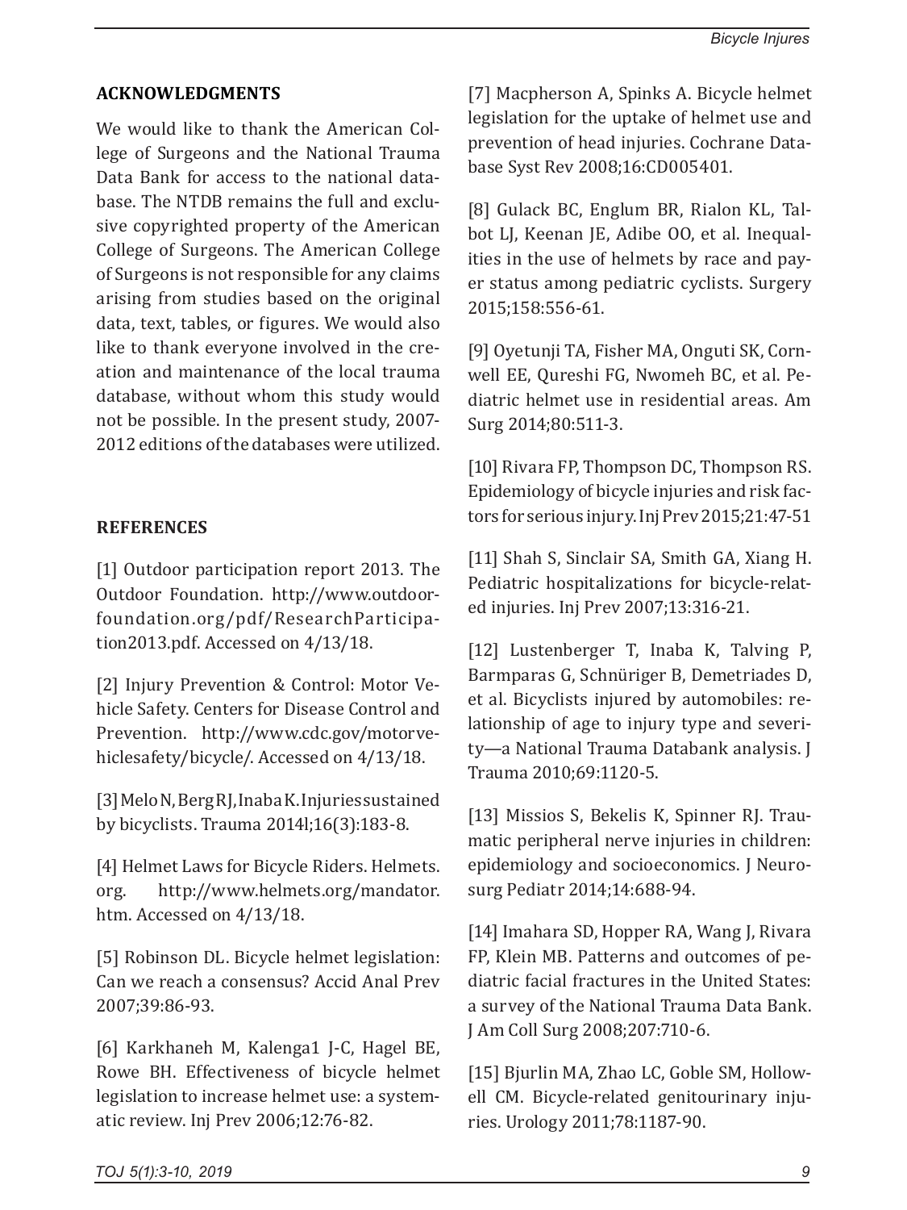## ACKNOWLEDGMENTS

We would like to thank the American College of Surgeons and the National Trauma Data Bank for access to the national database. The NTDB remains the full and exclusive copyrighted property of the American College of Surgeons. The American College of Surgeons is not responsible for any claims arising from studies based on the original data, text, tables, or figures. We would also like to thank everyone involved in the creation and maintenance of the local trauma database, without whom this study would not be possible. In the present study, 2007-2012 editions of the databases were utilized.

## REFERENCES

[1] Outdoor participation report 2013. The Outdoor Foundation. http://www.outdoorfoundation.org/pdf/ResearchParticipation2013.pdf. Accessed on 4/13/18.

[2] Injury Prevention & Control: Motor Vehicle Safety. Centers for Disease Control and Prevention. http://www.cdc.gov/motorvehiclesafety/bicycle/. Accessed on 4/13/18.

[3] Melo N, Berg RJ, Inaba K. Injuries sustained by bicyclists. Trauma 2014l;16(3):183-8.

[4] Helmet Laws for Bicycle Riders. Helmets.org. http://www.helmets.org/mandator.htm. Accessed on 4/13/18.

[5] Robinson DL. Bicycle helmet legislation: Can we reach a consensus? Accid Anal Prev 2007;39:86-93.

[6] Karkhaneh M, Kalenga1 J-C, Hagel BE, Rowe BH. Effectiveness of bicycle helmet legislation to increase helmet use: a systematic review. Inj Prev 2006;12:76-82.

[7] Macpherson A, Spinks A. Bicycle helmet legislation for the uptake of helmet use and prevention of head injuries. Cochrane Database Syst Rev 2008;16:CD005401.

[8] Gulack BC, Englum BR, Rialon KL, Talbot LJ, Keenan JE, Adibe OO, et al. Inequalities in the use of helmets by race and payer status among pediatric cyclists. Surgery 2015;158:556-61.

[9] Oyetunji TA, Fisher MA, Onguti SK, Cornwell EE, Qureshi FG, Nwomeh BC, et al. Pediatric helmet use in residential areas. Am Surg 2014;80:511-3.

[10] Rivara FP, Thompson DC, Thompson RS. Epidemiology of bicycle injuries and risk factors for serious injury. Inj Prev 2015;21:47-51

[11] Shah S, Sinclair SA, Smith GA, Xiang H. Pediatric hospitalizations for bicycle-related injuries. Inj Prev 2007;13:316-21.

[12] Lustenberger T, Inaba K, Talving P, Barmparas G, Schnüriger B, Demetriades D, et al. Bicyclists injured by automobiles: relationship of age to injury type and severity—a National Trauma Databank analysis. J Trauma 2010;69:1120-5.

[13] Missios S, Bekelis K, Spinner RJ. Traumatic peripheral nerve injuries in children: epidemiology and socioeconomics. J Neurosurg Pediatr 2014;14:688-94.

[14] Imahara SD, Hopper RA, Wang J, Rivara FP, Klein MB. Patterns and outcomes of pediatric facial fractures in the United States: a survey of the National Trauma Data Bank. J Am Coll Surg 2008;207:710-6.

[15] Bjurlin MA, Zhao LC, Goble SM, Hollowell CM. Bicycle-related genitourinary injuries. Urology 2011;78:1187-90.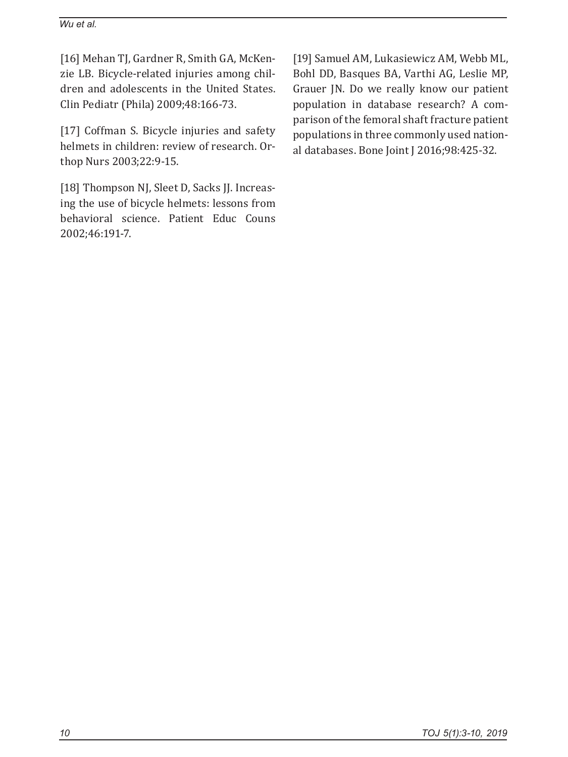[16] Mehan TJ, Gardner R, Smith GA, McKenzie LB. Bicycle-related injuries among children and adolescents in the United States. Clin Pediatr (Phila) 2009;48:166-73.

[17] Coffman S. Bicycle injuries and safety helmets in children: review of research. Orthop Nurs 2003;22:9-15.

[18] Thompson NJ, Sleet D, Sacks JJ. Increasing the use of bicycle helmets: lessons from behavioral science. Patient Educ Couns 2002;46:191-7.

[19] Samuel AM, Lukasiewicz AM, Webb ML, Bohl DD, Basques BA, Varthi AG, Leslie MP, Grauer JN. Do we really know our patient population in database research? A comparison of the femoral shaft fracture patient populations in three commonly used national databases. Bone Joint J 2016;98:425-32.